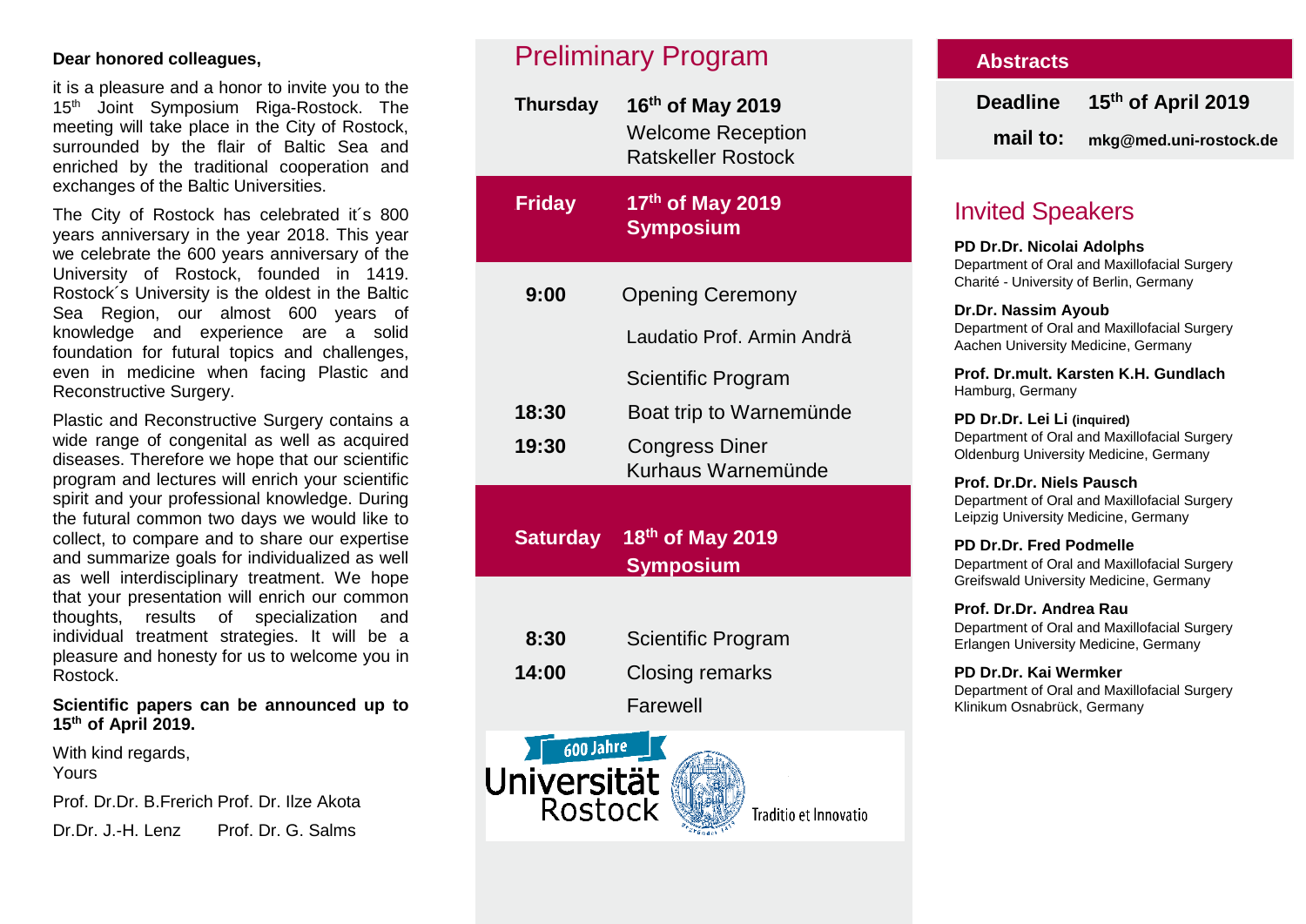**Dear honored colleagues,**

it is a pleasure and a honor to invite you to the 15th Joint Symposium Riga-Rostock. The meeting will take place in the City of Rostock, surrounded by the flair of Baltic Sea and enriched by the traditional cooperation and exchanges of the Baltic Universities.

The City of Rostock has celebrated it´s 800 years anniversary in the year 2018. This year we celebrate the 600 years anniversary of the University of Rostock, founded in 1419. Rostock´s University is the oldest in the Baltic Sea Region, our almost 600 years of knowledge and experience are a solid foundation for futural topics and challenges, even in medicine when facing Plastic and Reconstructive Surgery.

Plastic and Reconstructive Surgery contains a wide range of congenital as well as acquired diseases. Therefore we hope that our scientific program and lectures will enrich your scientific spirit and your professional knowledge. During the futural common two days we would like to collect, to compare and to share our expertise and summarize goals for individualized as well as well interdisciplinary treatment. We hope that your presentation will enrich our common thoughts, results of specialization and individual treatment strategies. It will be a pleasure and honesty for us to welcome you in Rostock.

**Scientific papers can be announced up to 15th of April 2019.**

With kind regards,
Yours

Prof. Dr.Dr. B.Frerich Prof. Dr. Ilze Akota

Dr.Dr. J.-H. Lenz Prof. Dr. G. Salms

# Preliminary Program

**Thursday** — **16th of May 2019**
Welcome Reception
Ratskeller Rostock

**Friday** — **17th of May 2019**
**Symposium**

| | |
|---|---|
| **9:00** | Opening Ceremony |
| | Laudatio Prof. Armin Andrä |
| | Scientific Program |
| **18:30** | Boat trip to Warnemünde |
| **19:30** | Congress Diner<br>Kurhaus Warnemünde |

**Saturday** — **18th of May 2019**
**Symposium**

| | |
|---|---|
| **8:30** | Scientific Program |
| **14:00** | Closing remarks |
| | Farewell |

600 Jahre Universität Rostock — Traditio et Innovatio

## Abstracts

**Deadline** — **15th of April 2019**

**mail to:** **mkg@med.uni-rostock.de**

# Invited Speakers

**PD Dr.Dr. Nicolai Adolphs**
Department of Oral and Maxillofacial Surgery
Charité - University of Berlin, Germany

**Dr.Dr. Nassim Ayoub**
Department of Oral and Maxillofacial Surgery
Aachen University Medicine, Germany

**Prof. Dr.mult. Karsten K.H. Gundlach**
Hamburg, Germany

**PD Dr.Dr. Lei Li (inquired)**
Department of Oral and Maxillofacial Surgery
Oldenburg University Medicine, Germany

**Prof. Dr.Dr. Niels Pausch**
Department of Oral and Maxillofacial Surgery
Leipzig University Medicine, Germany

**PD Dr.Dr. Fred Podmelle**
Department of Oral and Maxillofacial Surgery
Greifswald University Medicine, Germany

**Prof. Dr.Dr. Andrea Rau**
Department of Oral and Maxillofacial Surgery
Erlangen University Medicine, Germany

**PD Dr.Dr. Kai Wermker**
Department of Oral and Maxillofacial Surgery
Klinikum Osnabrück, Germany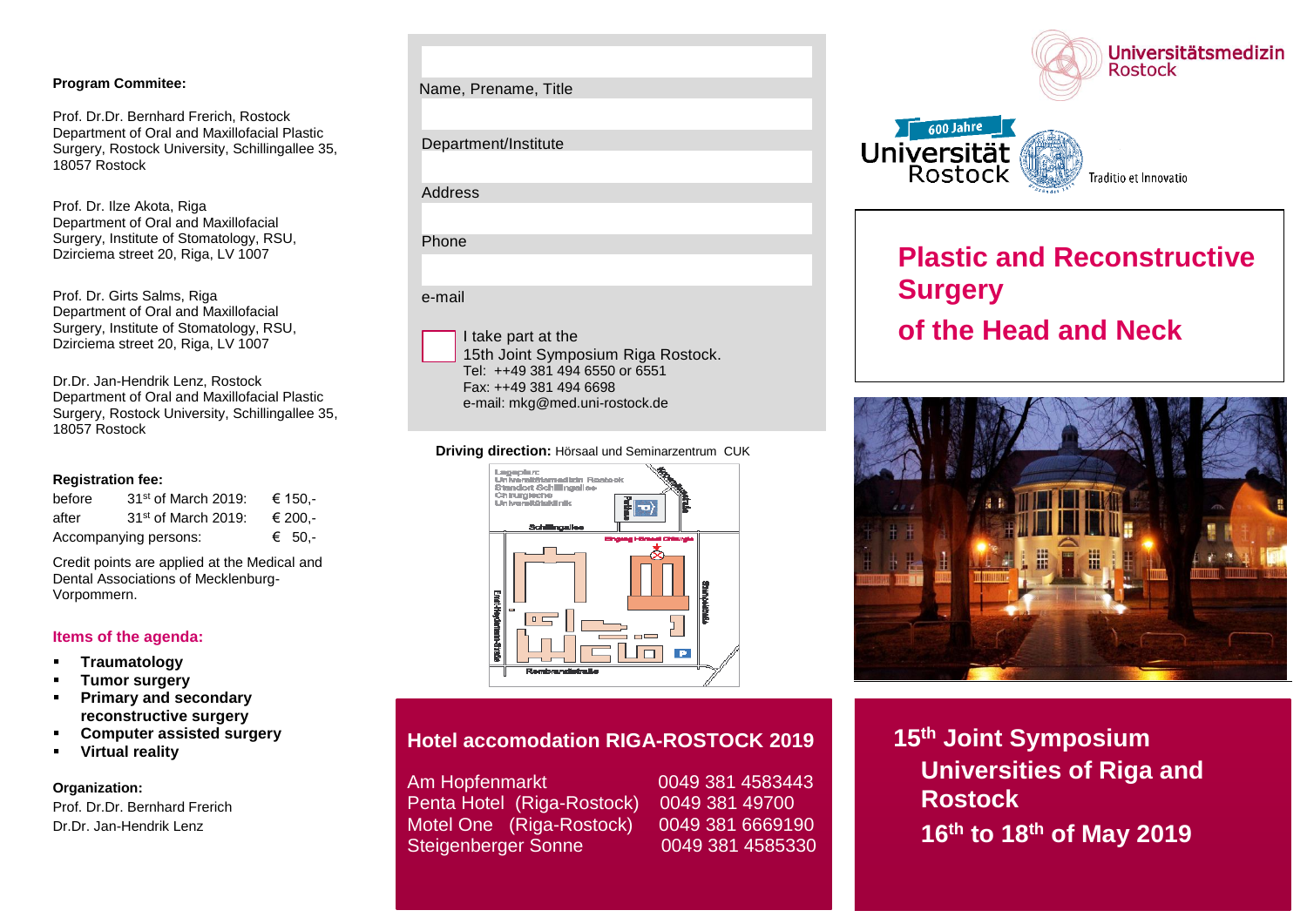**Program Commitee:**

Prof. Dr.Dr. Bernhard Frerich, Rostock
Department of Oral and Maxillofacial Plastic Surgery, Rostock University, Schillingallee 35, 18057 Rostock

Prof. Dr. Ilze Akota, Riga
Department of Oral and Maxillofacial Surgery, Institute of Stomatology, RSU, Dzirciema street 20, Riga, LV 1007

Prof. Dr. Girts Salms, Riga
Department of Oral and Maxillofacial Surgery, Institute of Stomatology, RSU, Dzirciema street 20, Riga, LV 1007

Dr.Dr. Jan-Hendrik Lenz, Rostock
Department of Oral and Maxillofacial Plastic Surgery, Rostock University, Schillingallee 35, 18057 Rostock

**Registration fee:**

| | | |
|---|---|---|
| before | 31st of March 2019: | € 150,- |
| after | 31st of March 2019: | € 200,- |
| Accompanying persons: | | € 50,- |

Credit points are applied at the Medical and Dental Associations of Mecklenburg-Vorpommern.

**Items of the agenda:**

- **Traumatology**
- **Tumor surgery**
- **Primary and secondary reconstructive surgery**
- **Computer assisted surgery**
- **Virtual reality**

**Organization:**
Prof. Dr.Dr. Bernhard Frerich
Dr.Dr. Jan-Hendrik Lenz

Name, Prename, Title

Department/Institute

Address

Phone

e-mail

☐ I take part at the 15th Joint Symposium Riga Rostock.
Tel: ++49 381 494 6550 or 6551
Fax: ++49 381 494 6698
e-mail: mkg@med.uni-rostock.de

**Driving direction:** Hörsaal und Seminarzentrum CUK

Lageplan: Universitätsmedizin Rostock Standort Schillingallee Chirurgische Universitätsklinik
Schillingallee
Eingang Hörsaal Chirurgie
Ernst-Heydemann-Straße
Strempelstraße
Rembrandtstraße

## Hotel accomodation RIGA-ROSTOCK 2019

| | |
|---|---|
| Am Hopfenmarkt | 0049 381 4583443 |
| Penta Hotel (Riga-Rostock) | 0049 381 49700 |
| Motel One (Riga-Rostock) | 0049 381 6669190 |
| Steigenberger Sonne | 0049 381 4585330 |

Universitätsmedizin Rostock

600 Jahre Universität Rostock

Traditio et Innovatio

# Plastic and Reconstructive Surgery of the Head and Neck

## 15th Joint Symposium Universities of Riga and Rostock

## 16th to 18th of May 2019